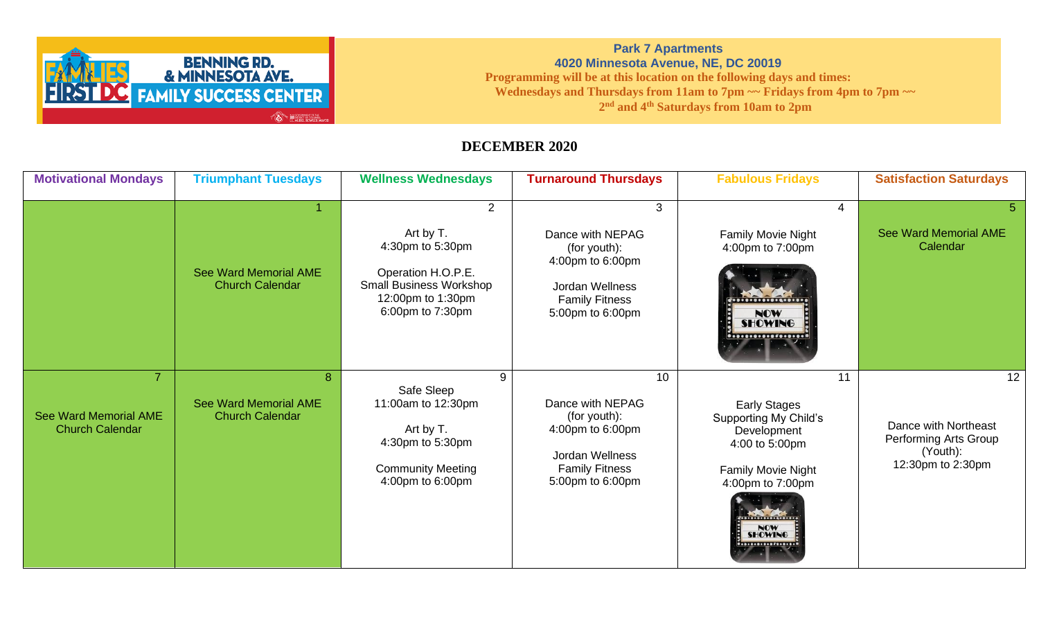BENNING RD. & MINNESOTA AVE.
FAMILIES FIRST DC FAMILY SUCCESS CENTER

**Park 7 Apartments**
**4020 Minnesota Avenue, NE, DC 20019**
**Programming will be at this location on the following days and times:**
**Wednesdays and Thursdays from 11am to 7pm ~~ Fridays from 4pm to 7pm ~~**
**2nd and 4th Saturdays from 10am to 2pm**

## DECEMBER 2020

| Motivational Mondays | Triumphant Tuesdays | Wellness Wednesdays | Turnaround Thursdays | Fabulous Fridays | Satisfaction Saturdays |
|---|---|---|---|---|---|
| | 1<br>See Ward Memorial AME Church Calendar | 2<br>Art by T.<br>4:30pm to 5:30pm<br>Operation H.O.P.E.<br>Small Business Workshop<br>12:00pm to 1:30pm<br>6:00pm to 7:30pm | 3<br>Dance with NEPAG (for youth):<br>4:00pm to 6:00pm<br>Jordan Wellness Family Fitness<br>5:00pm to 6:00pm | 4<br>Family Movie Night<br>4:00pm to 7:00pm<br>NOW SHOWING | 5<br>See Ward Memorial AME Calendar |
| 7<br>See Ward Memorial AME Church Calendar | 8<br>See Ward Memorial AME Church Calendar | 9<br>Safe Sleep<br>11:00am to 12:30pm<br>Art by T.<br>4:30pm to 5:30pm<br>Community Meeting<br>4:00pm to 6:00pm | 10<br>Dance with NEPAG (for youth):<br>4:00pm to 6:00pm<br>Jordan Wellness Family Fitness<br>5:00pm to 6:00pm | 11<br>Early Stages<br>Supporting My Child's Development<br>4:00 to 5:00pm<br>Family Movie Night<br>4:00pm to 7:00pm<br>NOW SHOWING | 12<br>Dance with Northeast Performing Arts Group (Youth):<br>12:30pm to 2:30pm |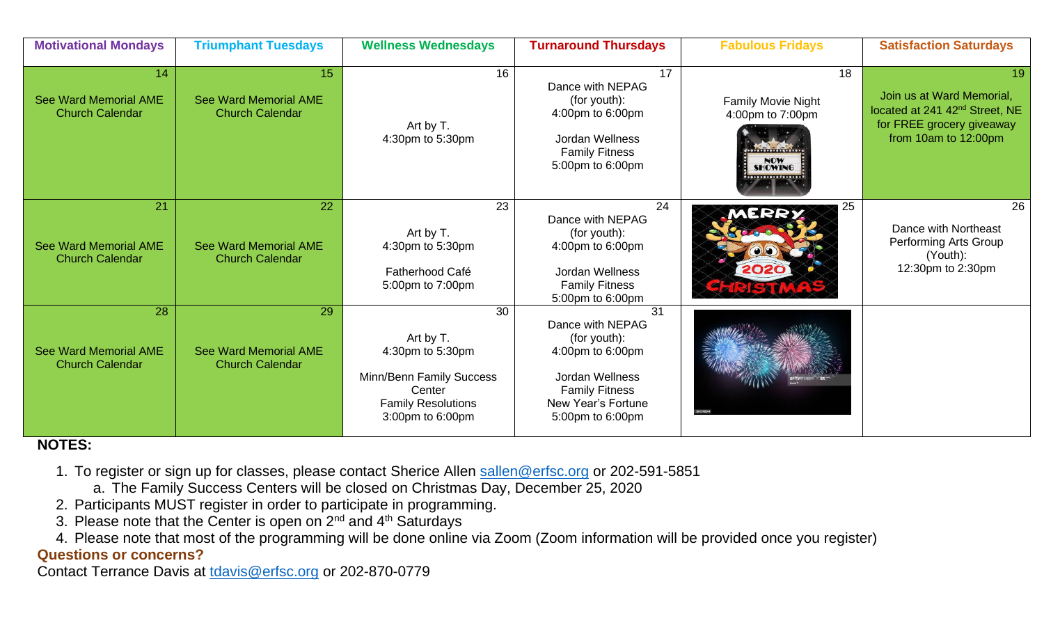| Motivational Mondays | Triumphant Tuesdays | Wellness Wednesdays | Turnaround Thursdays | Fabulous Fridays | Satisfaction Saturdays |
|---|---|---|---|---|---|
| 14<br>See Ward Memorial AME Church Calendar | 15<br>See Ward Memorial AME Church Calendar | 16<br>Art by T.<br>4:30pm to 5:30pm | 17<br>Dance with NEPAG (for youth):<br>4:00pm to 6:00pm<br><br>Jordan Wellness Family Fitness<br>5:00pm to 6:00pm | 18<br>Family Movie Night<br>4:00pm to 7:00pm | 19<br>Join us at Ward Memorial, located at 241 42nd Street, NE for FREE grocery giveaway from 10am to 12:00pm |
| 21<br>See Ward Memorial AME Church Calendar | 22<br>See Ward Memorial AME Church Calendar | 23<br>Art by T.<br>4:30pm to 5:30pm<br><br>Fatherhood Café<br>5:00pm to 7:00pm | 24<br>Dance with NEPAG (for youth):<br>4:00pm to 6:00pm<br><br>Jordan Wellness Family Fitness<br>5:00pm to 6:00pm | 25 | 26<br>Dance with Northeast Performing Arts Group (Youth):<br>12:30pm to 2:30pm |
| 28<br>See Ward Memorial AME Church Calendar | 29<br>See Ward Memorial AME Church Calendar | 30<br>Art by T.<br>4:30pm to 5:30pm<br><br>Minn/Benn Family Success Center<br>Family Resolutions<br>3:00pm to 6:00pm | 31<br>Dance with NEPAG (for youth):<br>4:00pm to 6:00pm<br><br>Jordan Wellness Family Fitness<br>New Year's Fortune<br>5:00pm to 6:00pm | | |

**NOTES:**

1. To register or sign up for classes, please contact Sherice Allen sallen@erfsc.org or 202-591-5851
   a. The Family Success Centers will be closed on Christmas Day, December 25, 2020
2. Participants MUST register in order to participate in programming.
3. Please note that the Center is open on 2nd and 4th Saturdays
4. Please note that most of the programming will be done online via Zoom (Zoom information will be provided once you register)

**Questions or concerns?**

Contact Terrance Davis at tdavis@erfsc.org or 202-870-0779